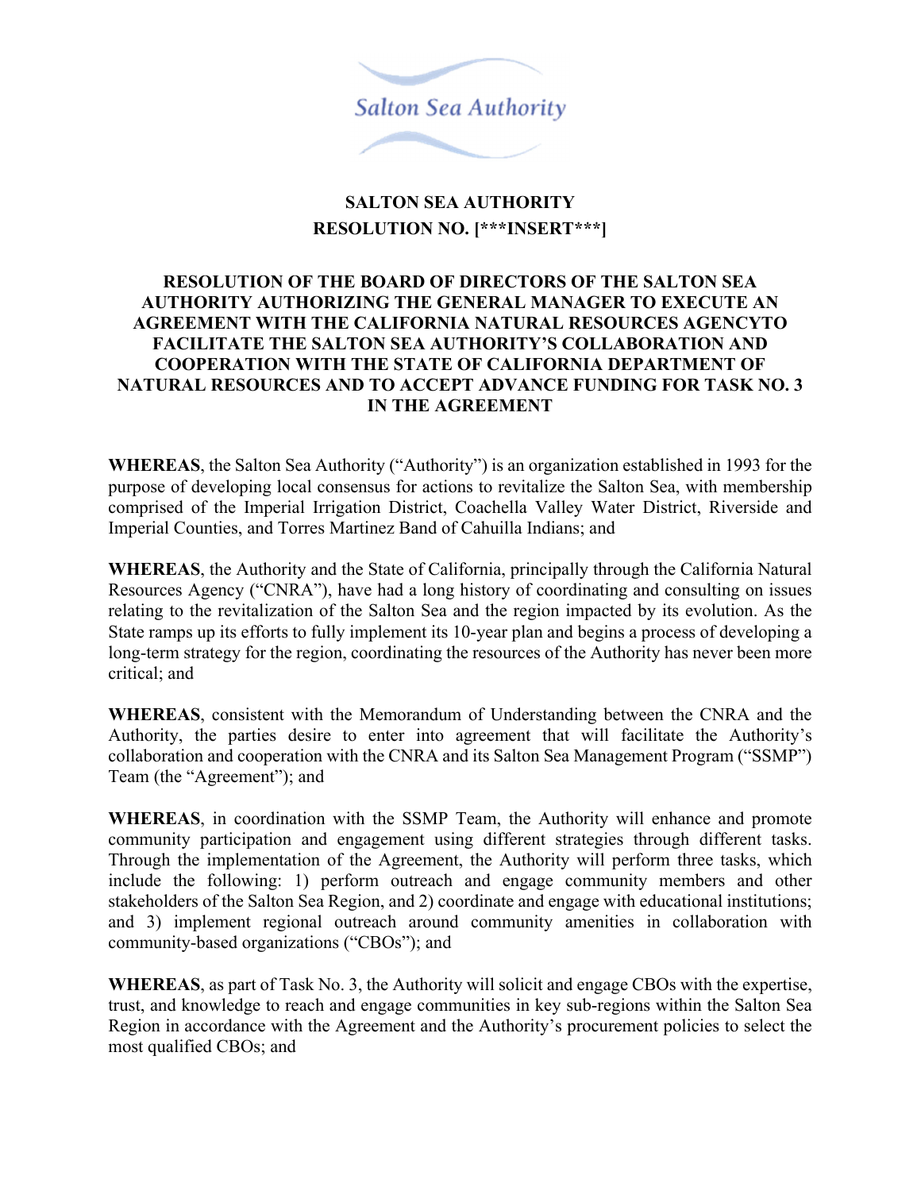Salton Sea Authority

# SALTON SEA AUTHORITY
## RESOLUTION NO. [***INSERT***]

## RESOLUTION OF THE BOARD OF DIRECTORS OF THE SALTON SEA AUTHORITY AUTHORIZING THE GENERAL MANAGER TO EXECUTE AN AGREEMENT WITH THE CALIFORNIA NATURAL RESOURCES AGENCYTO FACILITATE THE SALTON SEA AUTHORITY'S COLLABORATION AND COOPERATION WITH THE STATE OF CALIFORNIA DEPARTMENT OF NATURAL RESOURCES AND TO ACCEPT ADVANCE FUNDING FOR TASK NO. 3 IN THE AGREEMENT

**WHEREAS**, the Salton Sea Authority ("Authority") is an organization established in 1993 for the purpose of developing local consensus for actions to revitalize the Salton Sea, with membership comprised of the Imperial Irrigation District, Coachella Valley Water District, Riverside and Imperial Counties, and Torres Martinez Band of Cahuilla Indians; and

**WHEREAS**, the Authority and the State of California, principally through the California Natural Resources Agency ("CNRA"), have had a long history of coordinating and consulting on issues relating to the revitalization of the Salton Sea and the region impacted by its evolution. As the State ramps up its efforts to fully implement its 10-year plan and begins a process of developing a long-term strategy for the region, coordinating the resources of the Authority has never been more critical; and

**WHEREAS**, consistent with the Memorandum of Understanding between the CNRA and the Authority, the parties desire to enter into agreement that will facilitate the Authority's collaboration and cooperation with the CNRA and its Salton Sea Management Program ("SSMP") Team (the "Agreement"); and

**WHEREAS**, in coordination with the SSMP Team, the Authority will enhance and promote community participation and engagement using different strategies through different tasks. Through the implementation of the Agreement, the Authority will perform three tasks, which include the following: 1) perform outreach and engage community members and other stakeholders of the Salton Sea Region, and 2) coordinate and engage with educational institutions; and 3) implement regional outreach around community amenities in collaboration with community-based organizations ("CBOs"); and

**WHEREAS**, as part of Task No. 3, the Authority will solicit and engage CBOs with the expertise, trust, and knowledge to reach and engage communities in key sub-regions within the Salton Sea Region in accordance with the Agreement and the Authority's procurement policies to select the most qualified CBOs; and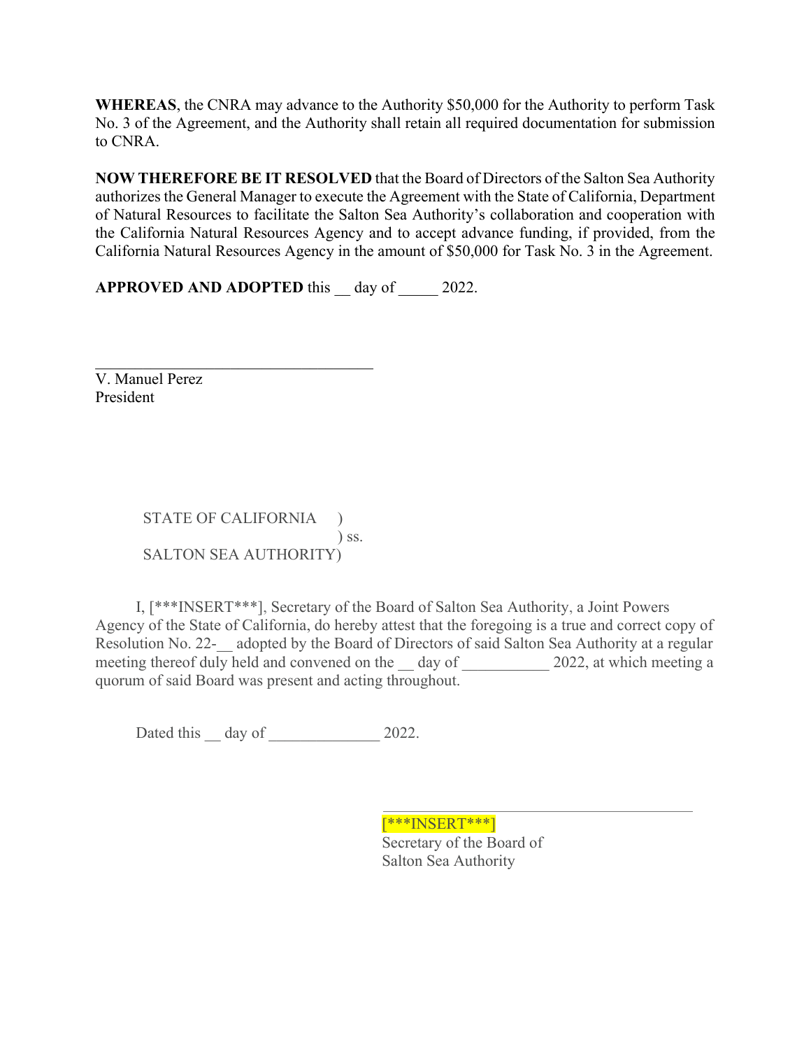**WHEREAS**, the CNRA may advance to the Authority $50,000 for the Authority to perform Task No. 3 of the Agreement, and the Authority shall retain all required documentation for submission to CNRA.

**NOW THEREFORE BE IT RESOLVED** that the Board of Directors of the Salton Sea Authority authorizes the General Manager to execute the Agreement with the State of California, Department of Natural Resources to facilitate the Salton Sea Authority's collaboration and cooperation with the California Natural Resources Agency and to accept advance funding, if provided, from the California Natural Resources Agency in the amount of $50,000 for Task No. 3 in the Agreement.

**APPROVED AND ADOPTED** this __ day of _____ 2022.

___________________________________
V. Manuel Perez
President

STATE OF CALIFORNIA )
) ss.
SALTON SEA AUTHORITY)

I, [***INSERT***], Secretary of the Board of Salton Sea Authority, a Joint Powers Agency of the State of California, do hereby attest that the foregoing is a true and correct copy of Resolution No. 22-__ adopted by the Board of Directors of said Salton Sea Authority at a regular meeting thereof duly held and convened on the __ day of ___________ 2022, at which meeting a quorum of said Board was present and acting throughout.

Dated this __ day of ______________ 2022.

___________________________________
[***INSERT***]
Secretary of the Board of
Salton Sea Authority